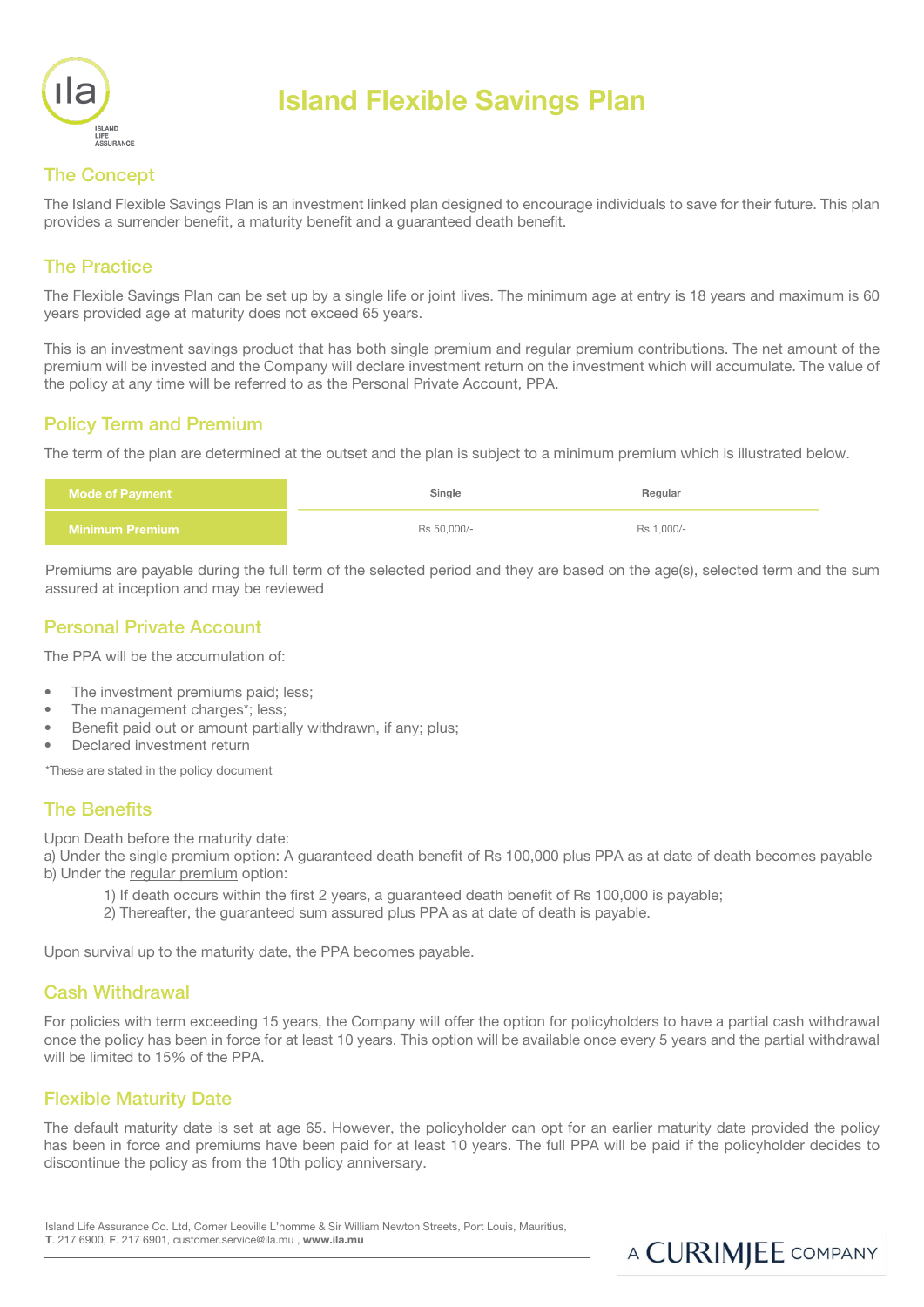# Island Flexible Savings Plan

## The Concept

The Island Flexible Savings Plan is an investment linked plan designed to encourage individuals to save for their future. This plan provides a surrender benefit, a maturity benefit and a guaranteed death benefit.

## The Practice

The Flexible Savings Plan can be set up by a single life or joint lives. The minimum age at entry is 18 years and maximum is 60 years provided age at maturity does not exceed 65 years.

This is an investment savings product that has both single premium and regular premium contributions. The net amount of the premium will be invested and the Company will declare investment return on the investment which will accumulate. The value of the policy at any time will be referred to as the Personal Private Account, PPA.

## Policy Term and Premium

The term of the plan are determined at the outset and the plan is subject to a minimum premium which is illustrated below.

| Mode of Payment | Single | Regular |
|---|---|---|
| Minimum Premium | Rs 50,000/- | Rs 1,000/- |

Premiums are payable during the full term of the selected period and they are based on the age(s), selected term and the sum assured at inception and may be reviewed

## Personal Private Account

The PPA will be the accumulation of:

- The investment premiums paid; less;
- The management charges*; less;
- Benefit paid out or amount partially withdrawn, if any; plus;
- Declared investment return

*These are stated in the policy document

## The Benefits

Upon Death before the maturity date:
a) Under the single premium option: A guaranteed death benefit of Rs 100,000 plus PPA as at date of death becomes payable
b) Under the regular premium option:

1) If death occurs within the first 2 years, a guaranteed death benefit of Rs 100,000 is payable;
2) Thereafter, the guaranteed sum assured plus PPA as at date of death is payable.

Upon survival up to the maturity date, the PPA becomes payable.

## Cash Withdrawal

For policies with term exceeding 15 years, the Company will offer the option for policyholders to have a partial cash withdrawal once the policy has been in force for at least 10 years. This option will be available once every 5 years and the partial withdrawal will be limited to 15% of the PPA.

## Flexible Maturity Date

The default maturity date is set at age 65. However, the policyholder can opt for an earlier maturity date provided the policy has been in force and premiums have been paid for at least 10 years. The full PPA will be paid if the policyholder decides to discontinue the policy as from the 10th policy anniversary.

Island Life Assurance Co. Ltd, Corner Leoville L'homme & Sir William Newton Streets, Port Louis, Mauritius,
**T**. 217 6900, **F**. 217 6901, customer.service@ila.mu , **www.ila.mu**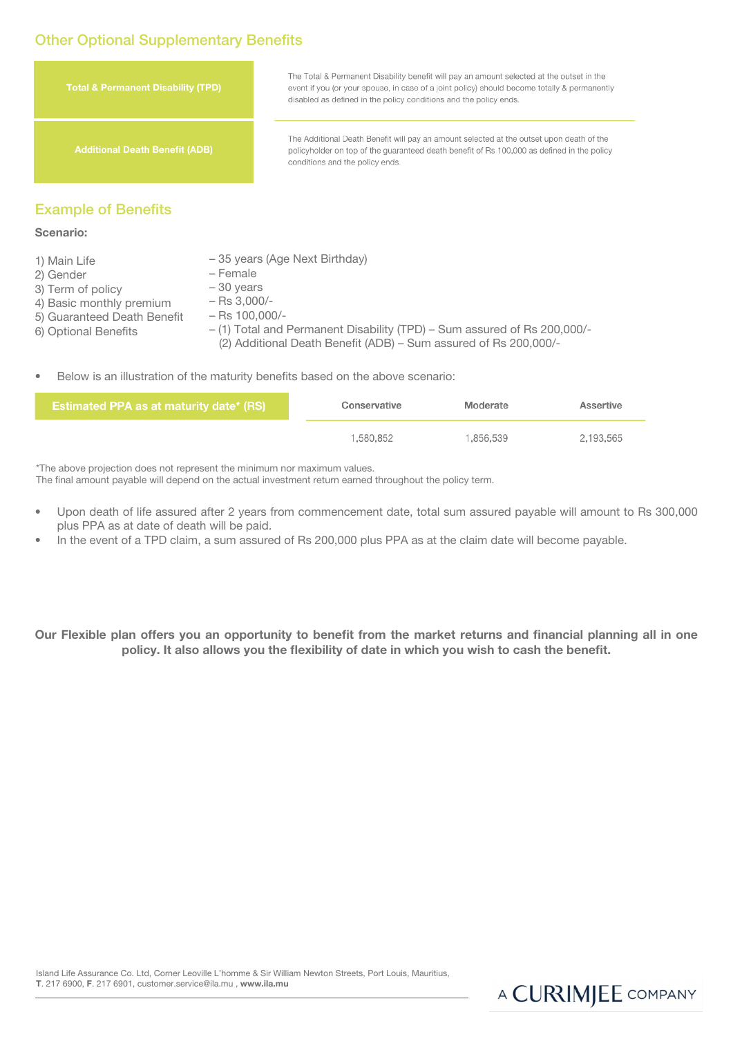## Other Optional Supplementary Benefits

| | |
|---|---|
| **Total & Permanent Disability (TPD)** | The Total & Permanent Disability benefit will pay an amount selected at the outset in the event if you (or your spouse, in case of a joint policy) should become totally & permanently disabled as defined in the policy conditions and the policy ends. |
| **Additional Death Benefit (ADB)** | The Additional Death Benefit will pay an amount selected at the outset upon death of the policyholder on top of the guaranteed death benefit of Rs 100,000 as defined in the policy conditions and the policy ends. |

## Example of Benefits

**Scenario:**

| | |
|---|---|
| 1) Main Life | – 35 years (Age Next Birthday) |
| 2) Gender | – Female |
| 3) Term of policy | – 30 years |
| 4) Basic monthly premium | – Rs 3,000/- |
| 5) Guaranteed Death Benefit | – Rs 100,000/- |
| 6) Optional Benefits | – (1) Total and Permanent Disability (TPD) – Sum assured of Rs 200,000/- (2) Additional Death Benefit (ADB) – Sum assured of Rs 200,000/- |

- Below is an illustration of the maturity benefits based on the above scenario:

| Estimated PPA as at maturity date* (RS) | Conservative | Moderate | Assertive |
|---|---|---|---|
| | 1,580,852 | 1,856,539 | 2,193,565 |

*The above projection does not represent the minimum nor maximum values.
The final amount payable will depend on the actual investment return earned throughout the policy term.

- Upon death of life assured after 2 years from commencement date, total sum assured payable will amount to Rs 300,000 plus PPA as at date of death will be paid.
- In the event of a TPD claim, a sum assured of Rs 200,000 plus PPA as at the claim date will become payable.

**Our Flexible plan offers you an opportunity to benefit from the market returns and financial planning all in one policy. It also allows you the flexibility of date in which you wish to cash the benefit.**

Island Life Assurance Co. Ltd, Corner Leoville L'homme & Sir William Newton Streets, Port Louis, Mauritius,
**T**. 217 6900, **F**. 217 6901, customer.service@ila.mu , **www.ila.mu**

A CURRIMJEE COMPANY